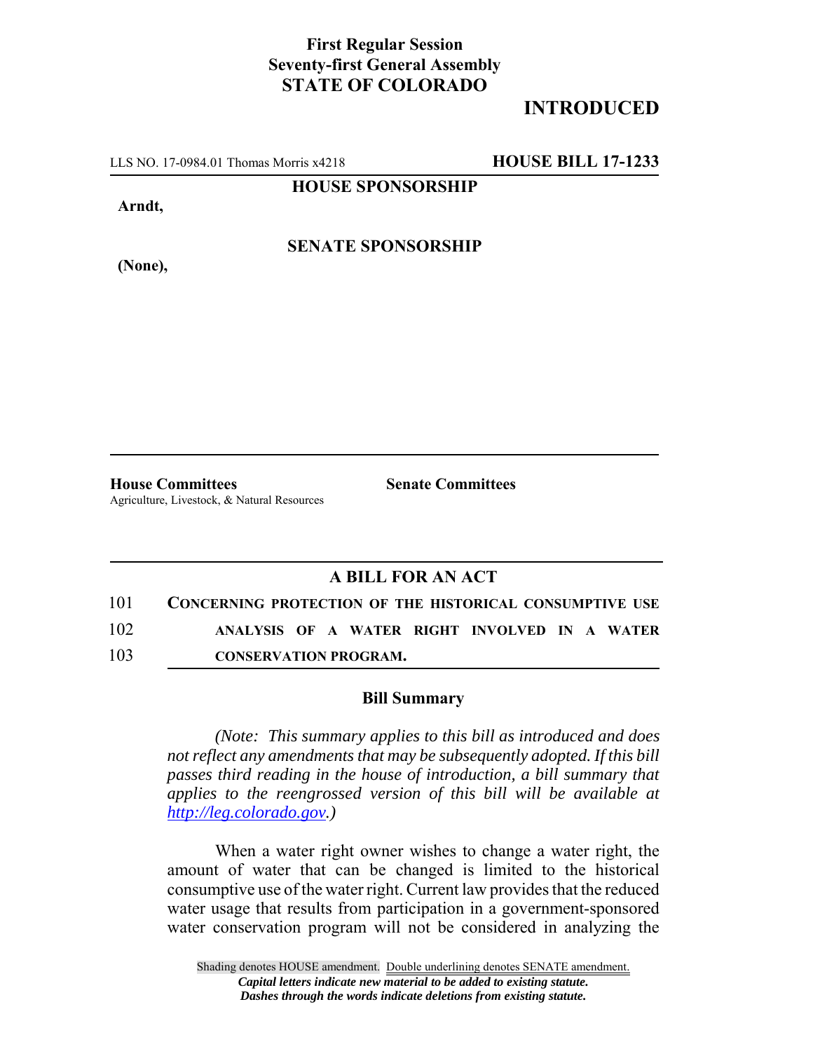**First Regular Session**
**Seventy-first General Assembly**
**STATE OF COLORADO**

**INTRODUCED**

LLS NO. 17-0984.01 Thomas Morris x4218 **HOUSE BILL 17-1233**

**HOUSE SPONSORSHIP**

**Arndt,**

**SENATE SPONSORSHIP**

**(None),**

**House Committees**
Agriculture, Livestock, & Natural Resources

**Senate Committees**

## A BILL FOR AN ACT

101 **CONCERNING PROTECTION OF THE HISTORICAL CONSUMPTIVE USE**
102 **ANALYSIS OF A WATER RIGHT INVOLVED IN A WATER**
103 **CONSERVATION PROGRAM.**

### Bill Summary

*(Note: This summary applies to this bill as introduced and does not reflect any amendments that may be subsequently adopted. If this bill passes third reading in the house of introduction, a bill summary that applies to the reengrossed version of this bill will be available at http://leg.colorado.gov.)*

When a water right owner wishes to change a water right, the amount of water that can be changed is limited to the historical consumptive use of the water right. Current law provides that the reduced water usage that results from participation in a government-sponsored water conservation program will not be considered in analyzing the

Shading denotes HOUSE amendment. Double underlining denotes SENATE amendment.
*Capital letters indicate new material to be added to existing statute.*
*Dashes through the words indicate deletions from existing statute.*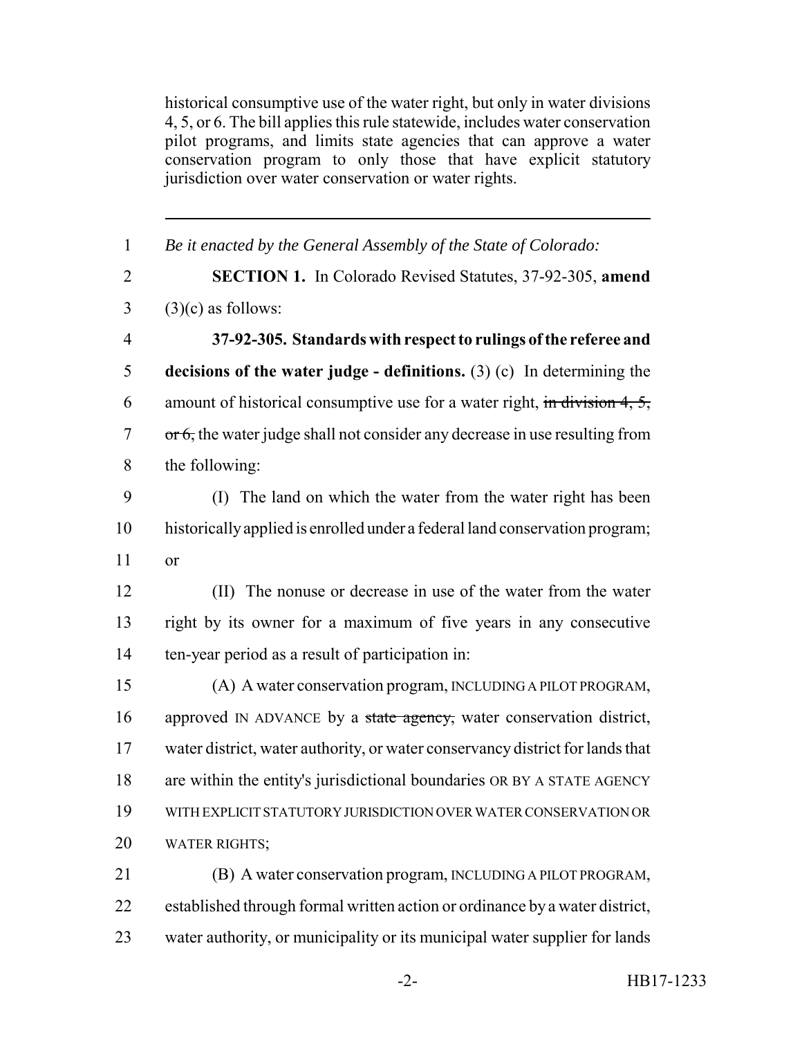historical consumptive use of the water right, but only in water divisions 4, 5, or 6. The bill applies this rule statewide, includes water conservation pilot programs, and limits state agencies that can approve a water conservation program to only those that have explicit statutory jurisdiction over water conservation or water rights.

---

1 *Be it enacted by the General Assembly of the State of Colorado:*

2 **SECTION 1.** In Colorado Revised Statutes, 37-92-305, **amend**
3 (3)(c) as follows:

4 **37-92-305. Standards with respect to rulings of the referee and**
5 **decisions of the water judge - definitions.** (3) (c) In determining the
6 amount of historical consumptive use for a water right, ~~in division 4, 5,~~
7 ~~or 6,~~ the water judge shall not consider any decrease in use resulting from
8 the following:

9 (I) The land on which the water from the water right has been
10 historically applied is enrolled under a federal land conservation program;
11 or

12 (II) The nonuse or decrease in use of the water from the water
13 right by its owner for a maximum of five years in any consecutive
14 ten-year period as a result of participation in:

15 (A) A water conservation program, INCLUDING A PILOT PROGRAM,
16 approved IN ADVANCE by a ~~state agency,~~ water conservation district,
17 water district, water authority, or water conservancy district for lands that
18 are within the entity's jurisdictional boundaries OR BY A STATE AGENCY
19 WITH EXPLICIT STATUTORY JURISDICTION OVER WATER CONSERVATION OR
20 WATER RIGHTS;

21 (B) A water conservation program, INCLUDING A PILOT PROGRAM,
22 established through formal written action or ordinance by a water district,
23 water authority, or municipality or its municipal water supplier for lands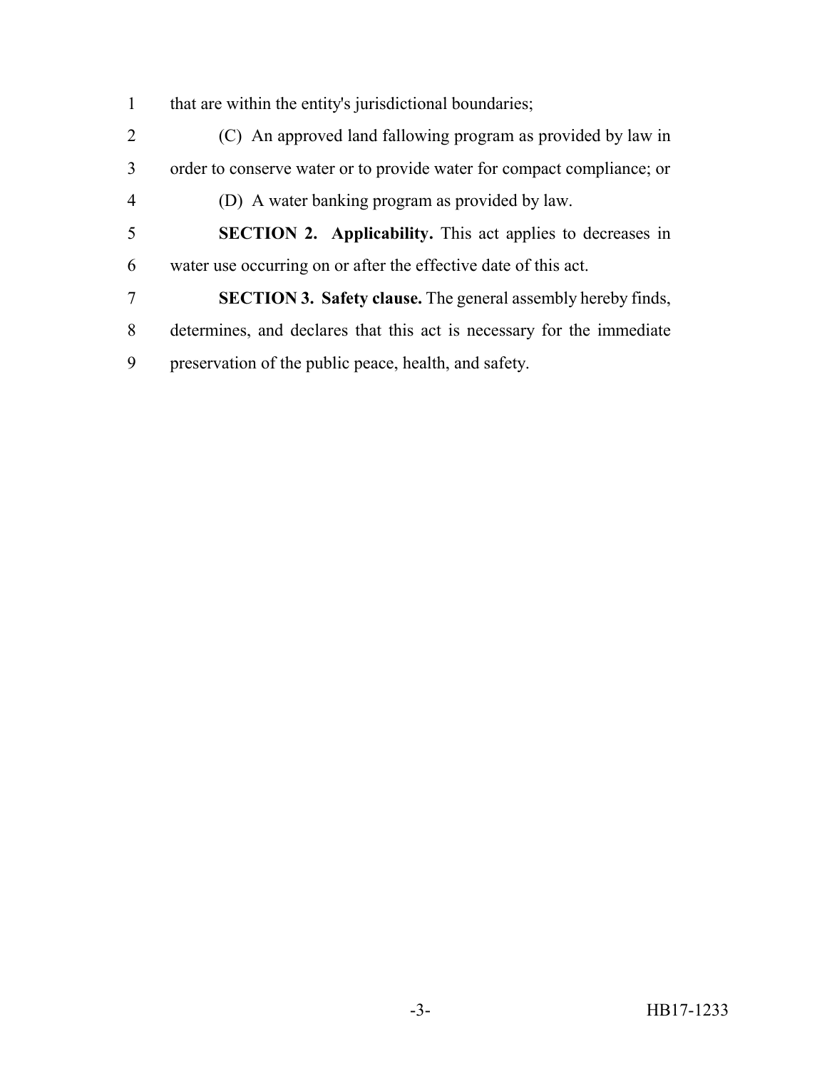that are within the entity's jurisdictional boundaries;

(C) An approved land fallowing program as provided by law in order to conserve water or to provide water for compact compliance; or

(D) A water banking program as provided by law.

**SECTION 2. Applicability.** This act applies to decreases in water use occurring on or after the effective date of this act.

**SECTION 3. Safety clause.** The general assembly hereby finds, determines, and declares that this act is necessary for the immediate preservation of the public peace, health, and safety.